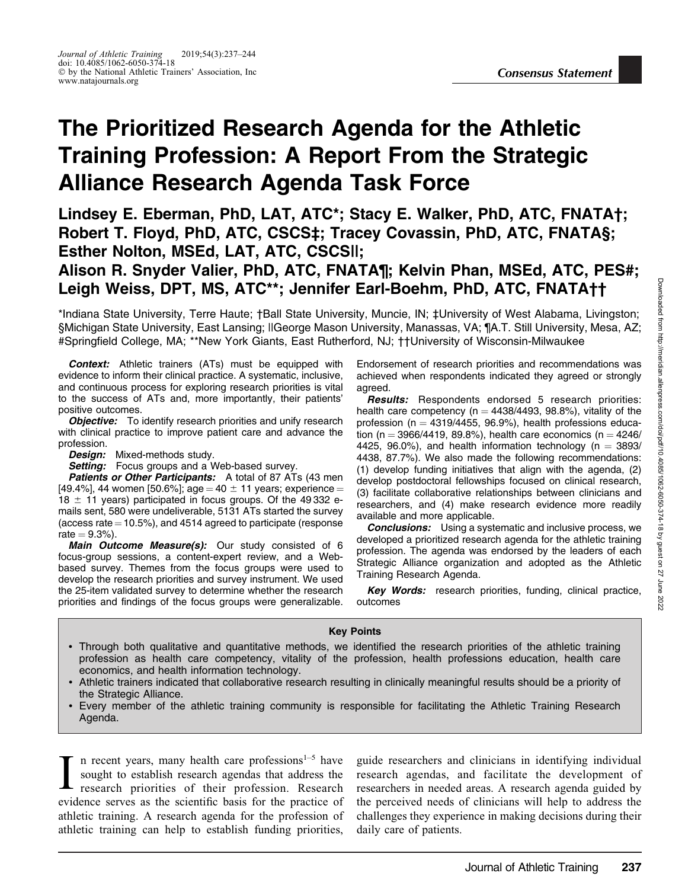Consensus Statement

# The Prioritized Research Agenda for the Athletic Training Profession: A Report From the Strategic Alliance Research Agenda Task Force

**Lindsey E. Eberman, PhD, LAT, ATC\*; Stacy E. Walker, PhD, ATC, FNATA†; Robert T. Floyd, PhD, ATC, CSCS‡; Tracey Covassin, PhD, ATC, FNATA§; Esther Nolton, MSEd, LAT, ATC, CSCS||; Alison R. Snyder Valier, PhD, ATC, FNATA¶; Kelvin Phan, MSEd, ATC, PES#; Leigh Weiss, DPT, MS, ATC\*\*; Jennifer Earl-Boehm, PhD, ATC, FNATA††**

\*Indiana State University, Terre Haute; †Ball State University, Muncie, IN; ‡University of West Alabama, Livingston; §Michigan State University, East Lansing; ||George Mason University, Manassas, VA; ¶A.T. Still University, Mesa, AZ; #Springfield College, MA; \*\*New York Giants, East Rutherford, NJ; ††University of Wisconsin-Milwaukee

***Context:*** Athletic trainers (ATs) must be equipped with evidence to inform their clinical practice. A systematic, inclusive, and continuous process for exploring research priorities is vital to the success of ATs and, more importantly, their patients' positive outcomes.

***Objective:*** To identify research priorities and unify research with clinical practice to improve patient care and advance the profession.

***Design:*** Mixed-methods study.

***Setting:*** Focus groups and a Web-based survey.

***Patients or Other Participants:*** A total of 87 ATs (43 men [49.4%], 44 women [50.6%]; age = 40 ± 11 years; experience = 18 ± 11 years) participated in focus groups. Of the 49 332 e-mails sent, 580 were undeliverable, 5131 ATs started the survey (access rate = 10.5%), and 4514 agreed to participate (response rate = 9.3%).

***Main Outcome Measure(s):*** Our study consisted of 6 focus-group sessions, a content-expert review, and a Web-based survey. Themes from the focus groups were used to develop the research priorities and survey instrument. We used the 25-item validated survey to determine whether the research priorities and findings of the focus groups were generalizable. Endorsement of research priorities and recommendations was achieved when respondents indicated they agreed or strongly agreed.

***Results:*** Respondents endorsed 5 research priorities: health care competency (n = 4438/4493, 98.8%), vitality of the profession (n = 4319/4455, 96.9%), health professions education (n = 3966/4419, 89.8%), health care economics (n = 4246/4425, 96.0%), and health information technology (n = 3893/4438, 87.7%). We also made the following recommendations: (1) develop funding initiatives that align with the agenda, (2) develop postdoctoral fellowships focused on clinical research, (3) facilitate collaborative relationships between clinicians and researchers, and (4) make research evidence more readily available and more applicable.

***Conclusions:*** Using a systematic and inclusive process, we developed a prioritized research agenda for the athletic training profession. The agenda was endorsed by the leaders of each Strategic Alliance organization and adopted as the Athletic Training Research Agenda.

***Key Words:*** research priorities, funding, clinical practice, outcomes

**Key Points**

- Through both qualitative and quantitative methods, we identified the research priorities of the athletic training profession as health care competency, vitality of the profession, health professions education, health care economics, and health information technology.
- Athletic trainers indicated that collaborative research resulting in clinically meaningful results should be a priority of the Strategic Alliance.
- Every member of the athletic training community is responsible for facilitating the Athletic Training Research Agenda.

In recent years, many health care professions[1–5] have sought to establish research agendas that address the research priorities of their profession. Research evidence serves as the scientific basis for the practice of athletic training. A research agenda for the profession of athletic training can help to establish funding priorities, guide researchers and clinicians in identifying individual research agendas, and facilitate the development of researchers in needed areas. A research agenda guided by the perceived needs of clinicians will help to address the challenges they experience in making decisions during their daily care of patients.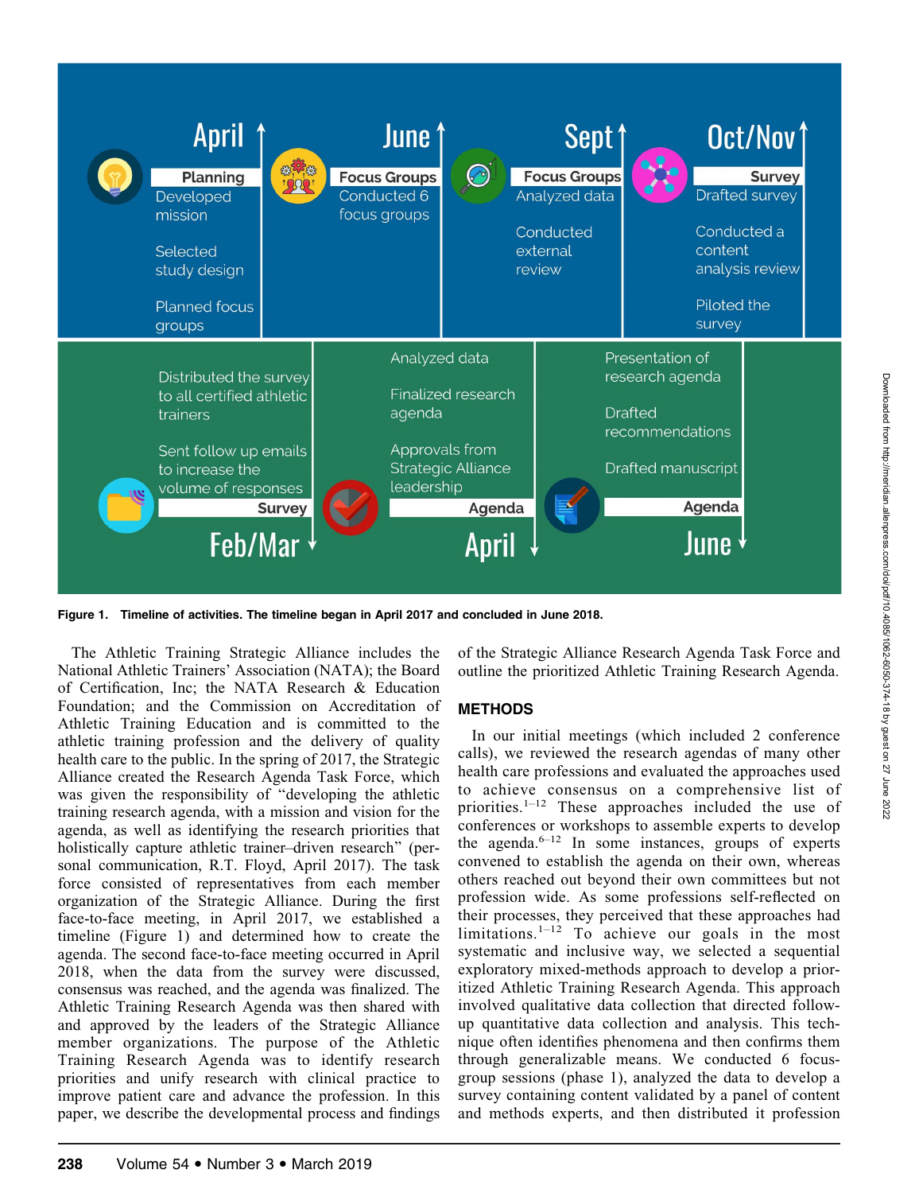**April** — Planning
- Developed mission
- Selected study design
- Planned focus groups

**June** — Focus Groups
- Conducted 6 focus groups

**Sept** — Focus Groups
- Analyzed data
- Conducted external review

**Oct/Nov** — Survey
- Drafted survey
- Conducted a content analysis review
- Piloted the survey

**Feb/Mar** — Survey
- Distributed the survey to all certified athletic trainers
- Sent follow up emails to increase the volume of responses

**April** — Agenda
- Analyzed data
- Finalized research agenda
- Approvals from Strategic Alliance leadership

**June** — Agenda
- Presentation of research agenda
- Drafted recommendations
- Drafted manuscript

**Figure 1. Timeline of activities. The timeline began in April 2017 and concluded in June 2018.**

The Athletic Training Strategic Alliance includes the National Athletic Trainers' Association (NATA); the Board of Certification, Inc; the NATA Research & Education Foundation; and the Commission on Accreditation of Athletic Training Education and is committed to the athletic training profession and the delivery of quality health care to the public. In the spring of 2017, the Strategic Alliance created the Research Agenda Task Force, which was given the responsibility of "developing the athletic training research agenda, with a mission and vision for the agenda, as well as identifying the research priorities that holistically capture athletic trainer–driven research" (personal communication, R.T. Floyd, April 2017). The task force consisted of representatives from each member organization of the Strategic Alliance. During the first face-to-face meeting, in April 2017, we established a timeline (Figure 1) and determined how to create the agenda. The second face-to-face meeting occurred in April 2018, when the data from the survey were discussed, consensus was reached, and the agenda was finalized. The Athletic Training Research Agenda was then shared with and approved by the leaders of the Strategic Alliance member organizations. The purpose of the Athletic Training Research Agenda was to identify research priorities and unify research with clinical practice to improve patient care and advance the profession. In this paper, we describe the developmental process and findings of the Strategic Alliance Research Agenda Task Force and outline the prioritized Athletic Training Research Agenda.

## METHODS

In our initial meetings (which included 2 conference calls), we reviewed the research agendas of many other health care professions and evaluated the approaches used to achieve consensus on a comprehensive list of priorities.[1–12] These approaches included the use of conferences or workshops to assemble experts to develop the agenda.[6–12] In some instances, groups of experts convened to establish the agenda on their own, whereas others reached out beyond their own committees but not profession wide. As some professions self-reflected on their processes, they perceived that these approaches had limitations.[1–12] To achieve our goals in the most systematic and inclusive way, we selected a sequential exploratory mixed-methods approach to develop a prioritized Athletic Training Research Agenda. This approach involved qualitative data collection that directed follow-up quantitative data collection and analysis. This technique often identifies phenomena and then confirms them through generalizable means. We conducted 6 focus-group sessions (phase 1), analyzed the data to develop a survey containing content validated by a panel of content and methods experts, and then distributed it profession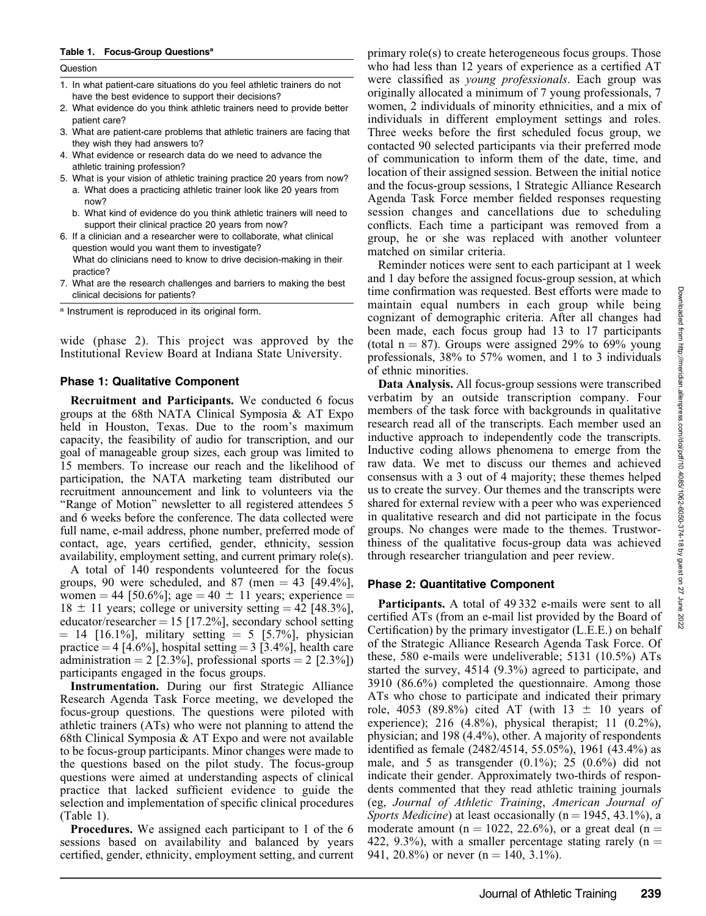**Table 1. Focus-Group Questions[a]**

| Question |
| --- |
| 1. In what patient-care situations do you feel athletic trainers do not have the best evidence to support their decisions? |
| 2. What evidence do you think athletic trainers need to provide better patient care? |
| 3. What are patient-care problems that athletic trainers are facing that they wish they had answers to? |
| 4. What evidence or research data do we need to advance the athletic training profession? |
| 5. What is your vision of athletic training practice 20 years from now? a. What does a practicing athletic trainer look like 20 years from now? b. What kind of evidence do you think athletic trainers will need to support their clinical practice 20 years from now? |
| 6. If a clinician and a researcher were to collaborate, what clinical question would you want them to investigate? What do clinicians need to know to drive decision-making in their practice? |
| 7. What are the research challenges and barriers to making the best clinical decisions for patients? |

[a] Instrument is reproduced in its original form.

wide (phase 2). This project was approved by the Institutional Review Board at Indiana State University.

### Phase 1: Qualitative Component

**Recruitment and Participants.** We conducted 6 focus groups at the 68th NATA Clinical Symposia & AT Expo held in Houston, Texas. Due to the room's maximum capacity, the feasibility of audio for transcription, and our goal of manageable group sizes, each group was limited to 15 members. To increase our reach and the likelihood of participation, the NATA marketing team distributed our recruitment announcement and link to volunteers via the "Range of Motion" newsletter to all registered attendees 5 and 6 weeks before the conference. The data collected were full name, e-mail address, phone number, preferred mode of contact, age, years certified, gender, ethnicity, session availability, employment setting, and current primary role(s).

A total of 140 respondents volunteered for the focus groups, 90 were scheduled, and 87 (men = 43 [49.4%], women = 44 [50.6%]; age = 40 ± 11 years; experience = 18 ± 11 years; college or university setting = 42 [48.3%], educator/researcher = 15 [17.2%], secondary school setting = 14 [16.1%], military setting = 5 [5.7%], physician practice = 4 [4.6%], hospital setting = 3 [3.4%], health care administration = 2 [2.3%], professional sports = 2 [2.3%]) participants engaged in the focus groups.

**Instrumentation.** During our first Strategic Alliance Research Agenda Task Force meeting, we developed the focus-group questions. The questions were piloted with athletic trainers (ATs) who were not planning to attend the 68th Clinical Symposia & AT Expo and were not available to be focus-group participants. Minor changes were made to the questions based on the pilot study. The focus-group questions were aimed at understanding aspects of clinical practice that lacked sufficient evidence to guide the selection and implementation of specific clinical procedures (Table 1).

**Procedures.** We assigned each participant to 1 of the 6 sessions based on availability and balanced by years certified, gender, ethnicity, employment setting, and current primary role(s) to create heterogeneous focus groups. Those who had less than 12 years of experience as a certified AT were classified as *young professionals*. Each group was originally allocated a minimum of 7 young professionals, 7 women, 2 individuals of minority ethnicities, and a mix of individuals in different employment settings and roles. Three weeks before the first scheduled focus group, we contacted 90 selected participants via their preferred mode of communication to inform them of the date, time, and location of their assigned session. Between the initial notice and the focus-group sessions, 1 Strategic Alliance Research Agenda Task Force member fielded responses requesting session changes and cancellations due to scheduling conflicts. Each time a participant was removed from a group, he or she was replaced with another volunteer matched on similar criteria.

Reminder notices were sent to each participant at 1 week and 1 day before the assigned focus-group session, at which time confirmation was requested. Best efforts were made to maintain equal numbers in each group while being cognizant of demographic criteria. After all changes had been made, each focus group had 13 to 17 participants (total n = 87). Groups were assigned 29% to 69% young professionals, 38% to 57% women, and 1 to 3 individuals of ethnic minorities.

**Data Analysis.** All focus-group sessions were transcribed verbatim by an outside transcription company. Four members of the task force with backgrounds in qualitative research read all of the transcripts. Each member used an inductive approach to independently code the transcripts. Inductive coding allows phenomena to emerge from the raw data. We met to discuss our themes and achieved consensus with a 3 out of 4 majority; these themes helped us to create the survey. Our themes and the transcripts were shared for external review with a peer who was experienced in qualitative research and did not participate in the focus groups. No changes were made to the themes. Trustworthiness of the qualitative focus-group data was achieved through researcher triangulation and peer review.

### Phase 2: Quantitative Component

**Participants.** A total of 49 332 e-mails were sent to all certified ATs (from an e-mail list provided by the Board of Certification) by the primary investigator (L.E.E.) on behalf of the Strategic Alliance Research Agenda Task Force. Of these, 580 e-mails were undeliverable; 5131 (10.5%) ATs started the survey, 4514 (9.3%) agreed to participate, and 3910 (86.6%) completed the questionnaire. Among those ATs who chose to participate and indicated their primary role, 4053 (89.8%) cited AT (with 13 ± 10 years of experience); 216 (4.8%), physical therapist; 11 (0.2%), physician; and 198 (4.4%), other. A majority of respondents identified as female (2482/4514, 55.05%), 1961 (43.4%) as male, and 5 as transgender (0.1%); 25 (0.6%) did not indicate their gender. Approximately two-thirds of respondents commented that they read athletic training journals (eg, *Journal of Athletic Training*, *American Journal of Sports Medicine*) at least occasionally (n = 1945, 43.1%), a moderate amount (n = 1022, 22.6%), or a great deal (n = 422, 9.3%), with a smaller percentage stating rarely (n = 941, 20.8%) or never (n = 140, 3.1%).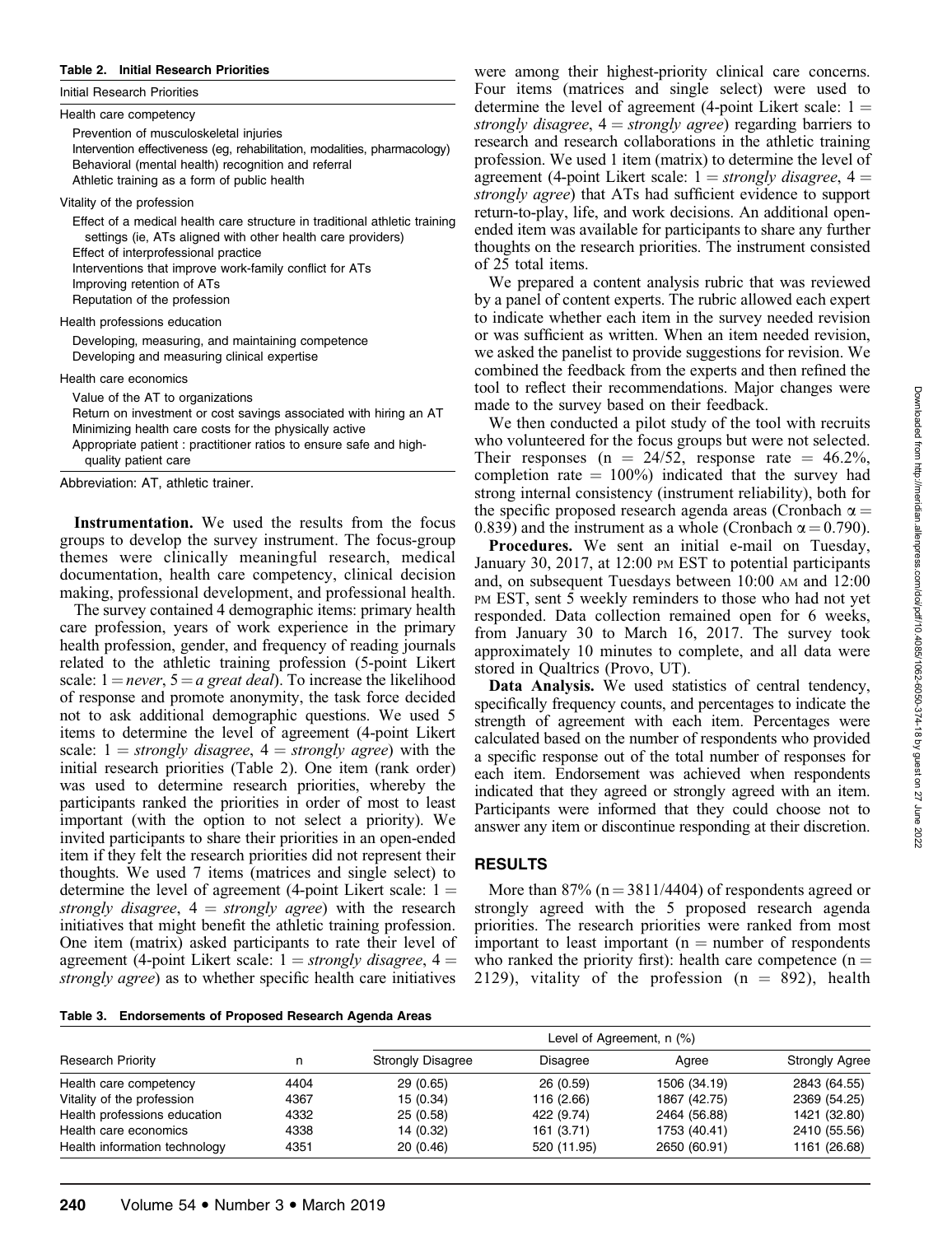**Table 2. Initial Research Priorities**

| Initial Research Priorities |
|---|
| Health care competency |
| Prevention of musculoskeletal injuries |
| Intervention effectiveness (eg, rehabilitation, modalities, pharmacology) |
| Behavioral (mental health) recognition and referral |
| Athletic training as a form of public health |
| Vitality of the profession |
| Effect of a medical health care structure in traditional athletic training settings (ie, ATs aligned with other health care providers) |
| Effect of interprofessional practice |
| Interventions that improve work-family conflict for ATs |
| Improving retention of ATs |
| Reputation of the profession |
| Health professions education |
| Developing, measuring, and maintaining competence |
| Developing and measuring clinical expertise |
| Health care economics |
| Value of the AT to organizations |
| Return on investment or cost savings associated with hiring an AT |
| Minimizing health care costs for the physically active |
| Appropriate patient : practitioner ratios to ensure safe and high-quality patient care |

Abbreviation: AT, athletic trainer.

**Instrumentation.** We used the results from the focus groups to develop the survey instrument. The focus-group themes were clinically meaningful research, medical documentation, health care competency, clinical decision making, professional development, and professional health.

The survey contained 4 demographic items: primary health care profession, years of work experience in the primary health profession, gender, and frequency of reading journals related to the athletic training profession (5-point Likert scale: 1 = *never*, 5 = *a great deal*). To increase the likelihood of response and promote anonymity, the task force decided not to ask additional demographic questions. We used 5 items to determine the level of agreement (4-point Likert scale: 1 = *strongly disagree*, 4 = *strongly agree*) with the initial research priorities (Table 2). One item (rank order) was used to determine research priorities, whereby the participants ranked the priorities in order of most to least important (with the option to not select a priority). We invited participants to share their priorities in an open-ended item if they felt the research priorities did not represent their thoughts. We used 7 items (matrices and single select) to determine the level of agreement (4-point Likert scale: 1 = *strongly disagree*, 4 = *strongly agree*) with the research initiatives that might benefit the athletic training profession. One item (matrix) asked participants to rate their level of agreement (4-point Likert scale: 1 = *strongly disagree*, 4 = *strongly agree*) as to whether specific health care initiatives were among their highest-priority clinical care concerns. Four items (matrices and single select) were used to determine the level of agreement (4-point Likert scale: 1 = *strongly disagree*, 4 = *strongly agree*) regarding barriers to research and research collaborations in the athletic training profession. We used 1 item (matrix) to determine the level of agreement (4-point Likert scale: 1 = *strongly disagree*, 4 = *strongly agree*) that ATs had sufficient evidence to support return-to-play, life, and work decisions. An additional open-ended item was available for participants to share any further thoughts on the research priorities. The instrument consisted of 25 total items.

We prepared a content analysis rubric that was reviewed by a panel of content experts. The rubric allowed each expert to indicate whether each item in the survey needed revision or was sufficient as written. When an item needed revision, we asked the panelist to provide suggestions for revision. We combined the feedback from the experts and then refined the tool to reflect their recommendations. Major changes were made to the survey based on their feedback.

We then conducted a pilot study of the tool with recruits who volunteered for the focus groups but were not selected. Their responses (n = 24/52, response rate = 46.2%, completion rate = 100%) indicated that the survey had strong internal consistency (instrument reliability), both for the specific proposed research agenda areas (Cronbach $\alpha = 0.839$) and the instrument as a whole (Cronbach $\alpha = 0.790$).

**Procedures.** We sent an initial e-mail on Tuesday, January 30, 2017, at 12:00 PM EST to potential participants and, on subsequent Tuesdays between 10:00 AM and 12:00 PM EST, sent 5 weekly reminders to those who had not yet responded. Data collection remained open for 6 weeks, from January 30 to March 16, 2017. The survey took approximately 10 minutes to complete, and all data were stored in Qualtrics (Provo, UT).

**Data Analysis.** We used statistics of central tendency, specifically frequency counts, and percentages to indicate the strength of agreement with each item. Percentages were calculated based on the number of respondents who provided a specific response out of the total number of responses for each item. Endorsement was achieved when respondents indicated that they agreed or strongly agreed with an item. Participants were informed that they could choose not to answer any item or discontinue responding at their discretion.

## RESULTS

More than 87% (n = 3811/4404) of respondents agreed or strongly agreed with the 5 proposed research agenda priorities. The research priorities were ranked from most important to least important (n = number of respondents who ranked the priority first): health care competence (n = 2129), vitality of the profession (n = 892), health

**Table 3. Endorsements of Proposed Research Agenda Areas**

| Research Priority | n | Level of Agreement, n (%) | | | |
|---|---|---|---|---|---|
| | | Strongly Disagree | Disagree | Agree | Strongly Agree |
| Health care competency | 4404 | 29 (0.65) | 26 (0.59) | 1506 (34.19) | 2843 (64.55) |
| Vitality of the profession | 4367 | 15 (0.34) | 116 (2.66) | 1867 (42.75) | 2369 (54.25) |
| Health professions education | 4332 | 25 (0.58) | 422 (9.74) | 2464 (56.88) | 1421 (32.80) |
| Health care economics | 4338 | 14 (0.32) | 161 (3.71) | 1753 (40.41) | 2410 (55.56) |
| Health information technology | 4351 | 20 (0.46) | 520 (11.95) | 2650 (60.91) | 1161 (26.68) |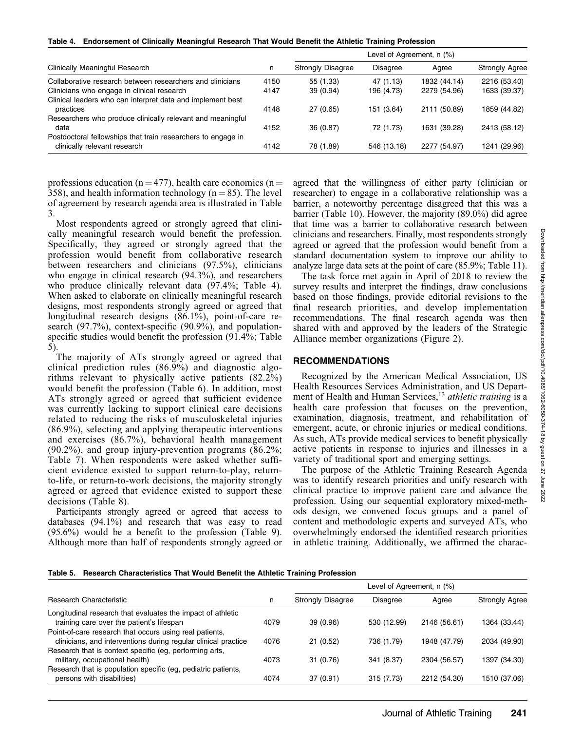**Table 4. Endorsement of Clinically Meaningful Research That Would Benefit the Athletic Training Profession**

| Clinically Meaningful Research | n | Level of Agreement, n (%) | | | |
|---|---|---|---|---|---|
| | | Strongly Disagree | Disagree | Agree | Strongly Agree |
| Collaborative research between researchers and clinicians | 4150 | 55 (1.33) | 47 (1.13) | 1832 (44.14) | 2216 (53.40) |
| Clinicians who engage in clinical research | 4147 | 39 (0.94) | 196 (4.73) | 2279 (54.96) | 1633 (39.37) |
| Clinical leaders who can interpret data and implement best practices | 4148 | 27 (0.65) | 151 (3.64) | 2111 (50.89) | 1859 (44.82) |
| Researchers who produce clinically relevant and meaningful data | 4152 | 36 (0.87) | 72 (1.73) | 1631 (39.28) | 2413 (58.12) |
| Postdoctoral fellowships that train researchers to engage in clinically relevant research | 4142 | 78 (1.89) | 546 (13.18) | 2277 (54.97) | 1241 (29.96) |

professions education (n = 477), health care economics (n = 358), and health information technology (n = 85). The level of agreement by research agenda area is illustrated in Table 3.

Most respondents agreed or strongly agreed that clinically meaningful research would benefit the profession. Specifically, they agreed or strongly agreed that the profession would benefit from collaborative research between researchers and clinicians (97.5%), clinicians who engage in clinical research (94.3%), and researchers who produce clinically relevant data (97.4%; Table 4). When asked to elaborate on clinically meaningful research designs, most respondents strongly agreed or agreed that longitudinal research designs (86.1%), point-of-care research (97.7%), context-specific (90.9%), and population-specific studies would benefit the profession (91.4%; Table 5).

The majority of ATs strongly agreed or agreed that clinical prediction rules (86.9%) and diagnostic algorithms relevant to physically active patients (82.2%) would benefit the profession (Table 6). In addition, most ATs strongly agreed or agreed that sufficient evidence was currently lacking to support clinical care decisions related to reducing the risks of musculoskeletal injuries (86.9%), selecting and applying therapeutic interventions and exercises (86.7%), behavioral health management (90.2%), and group injury-prevention programs (86.2%; Table 7). When respondents were asked whether sufficient evidence existed to support return-to-play, return-to-life, or return-to-work decisions, the majority strongly agreed or agreed that evidence existed to support these decisions (Table 8).

Participants strongly agreed or agreed that access to databases (94.1%) and research that was easy to read (95.6%) would be a benefit to the profession (Table 9). Although more than half of respondents strongly agreed or agreed that the willingness of either party (clinician or researcher) to engage in a collaborative relationship was a barrier, a noteworthy percentage disagreed that this was a barrier (Table 10). However, the majority (89.0%) did agree that time was a barrier to collaborative research between clinicians and researchers. Finally, most respondents strongly agreed or agreed that the profession would benefit from a standard documentation system to improve our ability to analyze large data sets at the point of care (85.9%; Table 11).

The task force met again in April of 2018 to review the survey results and interpret the findings, draw conclusions based on those findings, provide editorial revisions to the final research priorities, and develop implementation recommendations. The final research agenda was then shared with and approved by the leaders of the Strategic Alliance member organizations (Figure 2).

## RECOMMENDATIONS

Recognized by the American Medical Association, US Health Resources Services Administration, and US Department of Health and Human Services,[13] *athletic training* is a health care profession that focuses on the prevention, examination, diagnosis, treatment, and rehabilitation of emergent, acute, or chronic injuries or medical conditions. As such, ATs provide medical services to benefit physically active patients in response to injuries and illnesses in a variety of traditional sport and emerging settings.

The purpose of the Athletic Training Research Agenda was to identify research priorities and unify research with clinical practice to improve patient care and advance the profession. Using our sequential exploratory mixed-methods design, we convened focus groups and a panel of content and methodologic experts and surveyed ATs, who overwhelmingly endorsed the identified research priorities in athletic training. Additionally, we affirmed the charac-

**Table 5. Research Characteristics That Would Benefit the Athletic Training Profession**

| Research Characteristic | n | Level of Agreement, n (%) | | | |
|---|---|---|---|---|---|
| | | Strongly Disagree | Disagree | Agree | Strongly Agree |
| Longitudinal research that evaluates the impact of athletic training care over the patient's lifespan | 4079 | 39 (0.96) | 530 (12.99) | 2146 (56.61) | 1364 (33.44) |
| Point-of-care research that occurs using real patients, clinicians, and interventions during regular clinical practice | 4076 | 21 (0.52) | 736 (1.79) | 1948 (47.79) | 2034 (49.90) |
| Research that is context specific (eg, performing arts, military, occupational health) | 4073 | 31 (0.76) | 341 (8.37) | 2304 (56.57) | 1397 (34.30) |
| Research that is population specific (eg, pediatric patients, persons with disabilities) | 4074 | 37 (0.91) | 315 (7.73) | 2212 (54.30) | 1510 (37.06) |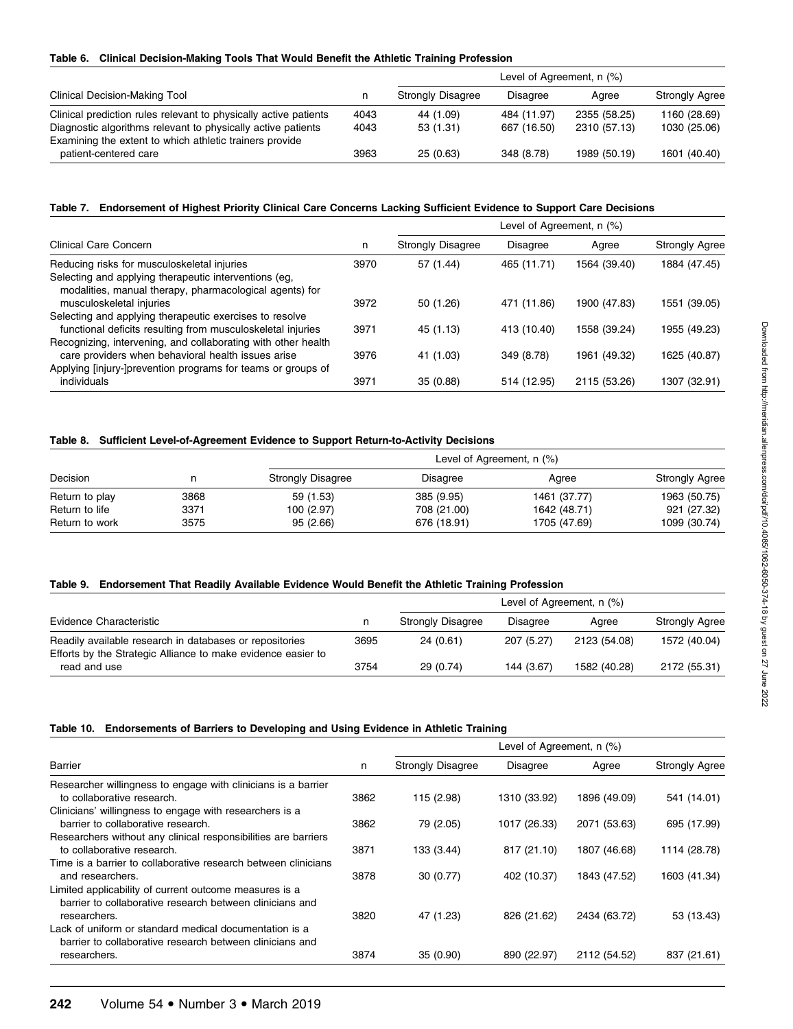**Table 6. Clinical Decision-Making Tools That Would Benefit the Athletic Training Profession**

| Clinical Decision-Making Tool | n | Level of Agreement, n (%) | | | |
|---|---|---|---|---|---|
| | | Strongly Disagree | Disagree | Agree | Strongly Agree |
| Clinical prediction rules relevant to physically active patients | 4043 | 44 (1.09) | 484 (11.97) | 2355 (58.25) | 1160 (28.69) |
| Diagnostic algorithms relevant to physically active patients | 4043 | 53 (1.31) | 667 (16.50) | 2310 (57.13) | 1030 (25.06) |
| Examining the extent to which athletic trainers provide patient-centered care | 3963 | 25 (0.63) | 348 (8.78) | 1989 (50.19) | 1601 (40.40) |

**Table 7. Endorsement of Highest Priority Clinical Care Concerns Lacking Sufficient Evidence to Support Care Decisions**

| Clinical Care Concern | n | Level of Agreement, n (%) | | | |
|---|---|---|---|---|---|
| | | Strongly Disagree | Disagree | Agree | Strongly Agree |
| Reducing risks for musculoskeletal injuries | 3970 | 57 (1.44) | 465 (11.71) | 1564 (39.40) | 1884 (47.45) |
| Selecting and applying therapeutic interventions (eg, modalities, manual therapy, pharmacological agents) for musculoskeletal injuries | 3972 | 50 (1.26) | 471 (11.86) | 1900 (47.83) | 1551 (39.05) |
| Selecting and applying therapeutic exercises to resolve functional deficits resulting from musculoskeletal injuries | 3971 | 45 (1.13) | 413 (10.40) | 1558 (39.24) | 1955 (49.23) |
| Recognizing, intervening, and collaborating with other health care providers when behavioral health issues arise | 3976 | 41 (1.03) | 349 (8.78) | 1961 (49.32) | 1625 (40.87) |
| Applying [injury-]prevention programs for teams or groups of individuals | 3971 | 35 (0.88) | 514 (12.95) | 2115 (53.26) | 1307 (32.91) |

**Table 8. Sufficient Level-of-Agreement Evidence to Support Return-to-Activity Decisions**

| Decision | n | Level of Agreement, n (%) | | | |
|---|---|---|---|---|---|
| | | Strongly Disagree | Disagree | Agree | Strongly Agree |
| Return to play | 3868 | 59 (1.53) | 385 (9.95) | 1461 (37.77) | 1963 (50.75) |
| Return to life | 3371 | 100 (2.97) | 708 (21.00) | 1642 (48.71) | 921 (27.32) |
| Return to work | 3575 | 95 (2.66) | 676 (18.91) | 1705 (47.69) | 1099 (30.74) |

**Table 9. Endorsement That Readily Available Evidence Would Benefit the Athletic Training Profession**

| Evidence Characteristic | n | Level of Agreement, n (%) | | | |
|---|---|---|---|---|---|
| | | Strongly Disagree | Disagree | Agree | Strongly Agree |
| Readily available research in databases or repositories | 3695 | 24 (0.61) | 207 (5.27) | 2123 (54.08) | 1572 (40.04) |
| Efforts by the Strategic Alliance to make evidence easier to read and use | 3754 | 29 (0.74) | 144 (3.67) | 1582 (40.28) | 2172 (55.31) |

**Table 10. Endorsements of Barriers to Developing and Using Evidence in Athletic Training**

| Barrier | n | Level of Agreement, n (%) | | | |
|---|---|---|---|---|---|
| | | Strongly Disagree | Disagree | Agree | Strongly Agree |
| Researcher willingness to engage with clinicians is a barrier to collaborative research. | 3862 | 115 (2.98) | 1310 (33.92) | 1896 (49.09) | 541 (14.01) |
| Clinicians' willingness to engage with researchers is a barrier to collaborative research. | 3862 | 79 (2.05) | 1017 (26.33) | 2071 (53.63) | 695 (17.99) |
| Researchers without any clinical responsibilities are barriers to collaborative research. | 3871 | 133 (3.44) | 817 (21.10) | 1807 (46.68) | 1114 (28.78) |
| Time is a barrier to collaborative research between clinicians and researchers. | 3878 | 30 (0.77) | 402 (10.37) | 1843 (47.52) | 1603 (41.34) |
| Limited applicability of current outcome measures is a barrier to collaborative research between clinicians and researchers. | 3820 | 47 (1.23) | 826 (21.62) | 2434 (63.72) | 53 (13.43) |
| Lack of uniform or standard medical documentation is a barrier to collaborative research between clinicians and researchers. | 3874 | 35 (0.90) | 890 (22.97) | 2112 (54.52) | 837 (21.61) |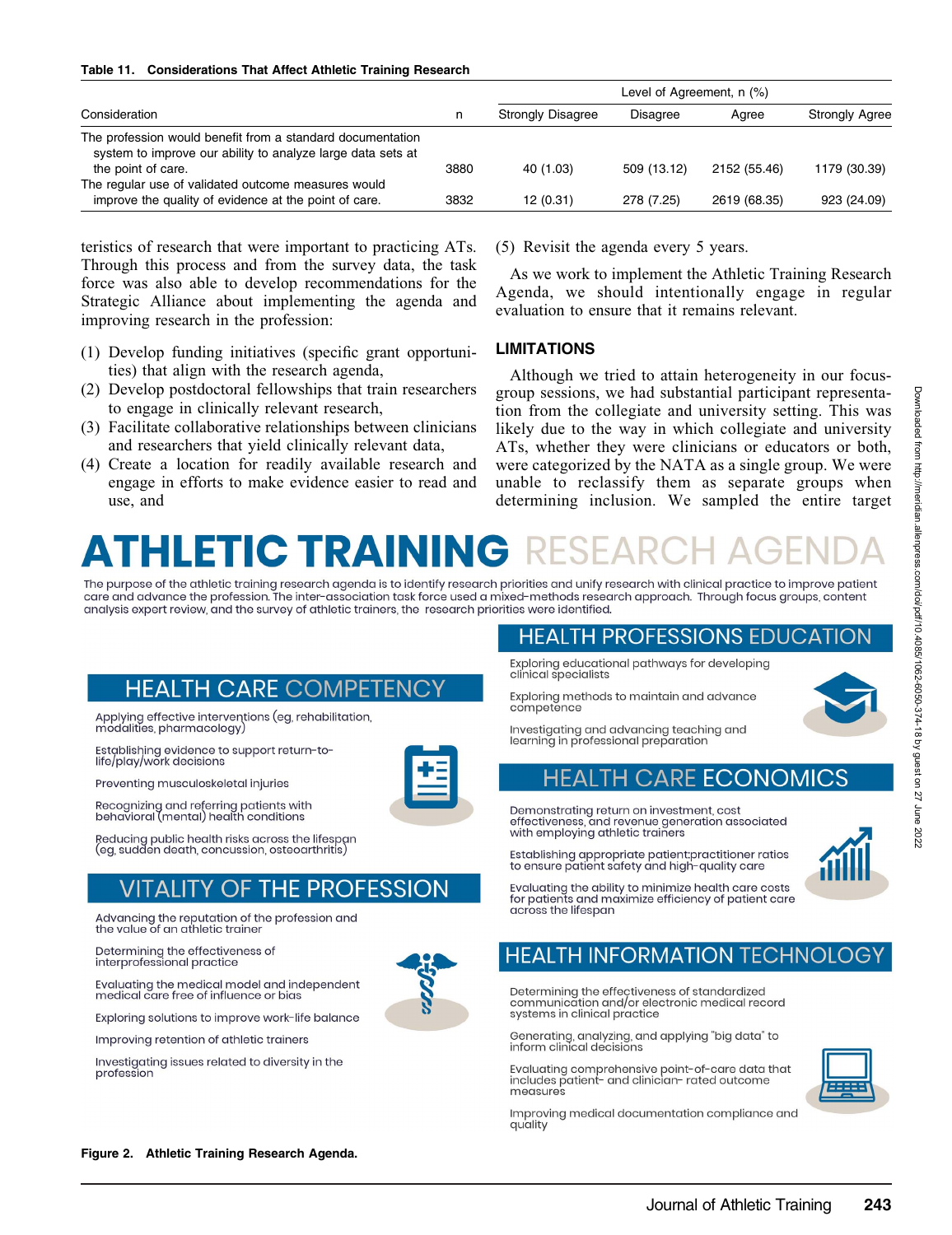**Table 11. Considerations That Affect Athletic Training Research**

| Consideration | n | Level of Agreement, n (%) | | | |
|---|---|---|---|---|---|
| | | Strongly Disagree | Disagree | Agree | Strongly Agree |
| The profession would benefit from a standard documentation system to improve our ability to analyze large data sets at the point of care. | 3880 | 40 (1.03) | 509 (13.12) | 2152 (55.46) | 1179 (30.39) |
| The regular use of validated outcome measures would improve the quality of evidence at the point of care. | 3832 | 12 (0.31) | 278 (7.25) | 2619 (68.35) | 923 (24.09) |

teristics of research that were important to practicing ATs. Through this process and from the survey data, the task force was also able to develop recommendations for the Strategic Alliance about implementing the agenda and improving research in the profession:

(1) Develop funding initiatives (specific grant opportunities) that align with the research agenda,
(2) Develop postdoctoral fellowships that train researchers to engage in clinically relevant research,
(3) Facilitate collaborative relationships between clinicians and researchers that yield clinically relevant data,
(4) Create a location for readily available research and engage in efforts to make evidence easier to read and use, and
(5) Revisit the agenda every 5 years.

As we work to implement the Athletic Training Research Agenda, we should intentionally engage in regular evaluation to ensure that it remains relevant.

## LIMITATIONS

Although we tried to attain heterogeneity in our focus-group sessions, we had substantial participant representation from the collegiate and university setting. This was likely due to the way in which collegiate and university ATs, whether they were clinicians or educators or both, were categorized by the NATA as a single group. We were unable to reclassify them as separate groups when determining inclusion. We sampled the entire target

# ATHLETIC TRAINING RESEARCH AGENDA

The purpose of the athletic training research agenda is to identify research priorities and unify research with clinical practice to improve patient care and advance the profession. The inter-association task force used a mixed-methods research approach. Through focus groups, content analysis expert review, and the survey of athletic trainers, the research priorities were identified.

## HEALTH CARE COMPETENCY

- Applying effective interventions (eg, rehabilitation, modalities, pharmacology)
- Establishing evidence to support return-to-life/play/work decisions
- Preventing musculoskeletal injuries
- Recognizing and referring patients with behavioral (mental) health conditions
- Reducing public health risks across the lifespan (eg, sudden death, concussion, osteoarthritis)

## VITALITY OF THE PROFESSION

- Advancing the reputation of the profession and the value of an athletic trainer
- Determining the effectiveness of interprofessional practice
- Evaluating the medical model and independent medical care free of influence or bias
- Exploring solutions to improve work-life balance
- Improving retention of athletic trainers
- Investigating issues related to diversity in the profession

## HEALTH PROFESSIONS EDUCATION

- Exploring educational pathways for developing clinical specialists
- Exploring methods to maintain and advance competence
- Investigating and advancing teaching and learning in professional preparation

## HEALTH CARE ECONOMICS

- Demonstrating return on investment, cost effectiveness, and revenue generation associated with employing athletic trainers
- Establishing appropriate patient:practitioner ratios to ensure patient safety and high-quality care
- Evaluating the ability to minimize health care costs for patients and maximize efficiency of patient care across the lifespan

## HEALTH INFORMATION TECHNOLOGY

- Determining the effectiveness of standardized communication and/or electronic medical record systems in clinical practice
- Generating, analyzing, and applying "big data" to inform clinical decisions
- Evaluating comprehensive point-of-care data that includes patient- and clinician- rated outcome measures
- Improving medical documentation compliance and quality

**Figure 2. Athletic Training Research Agenda.**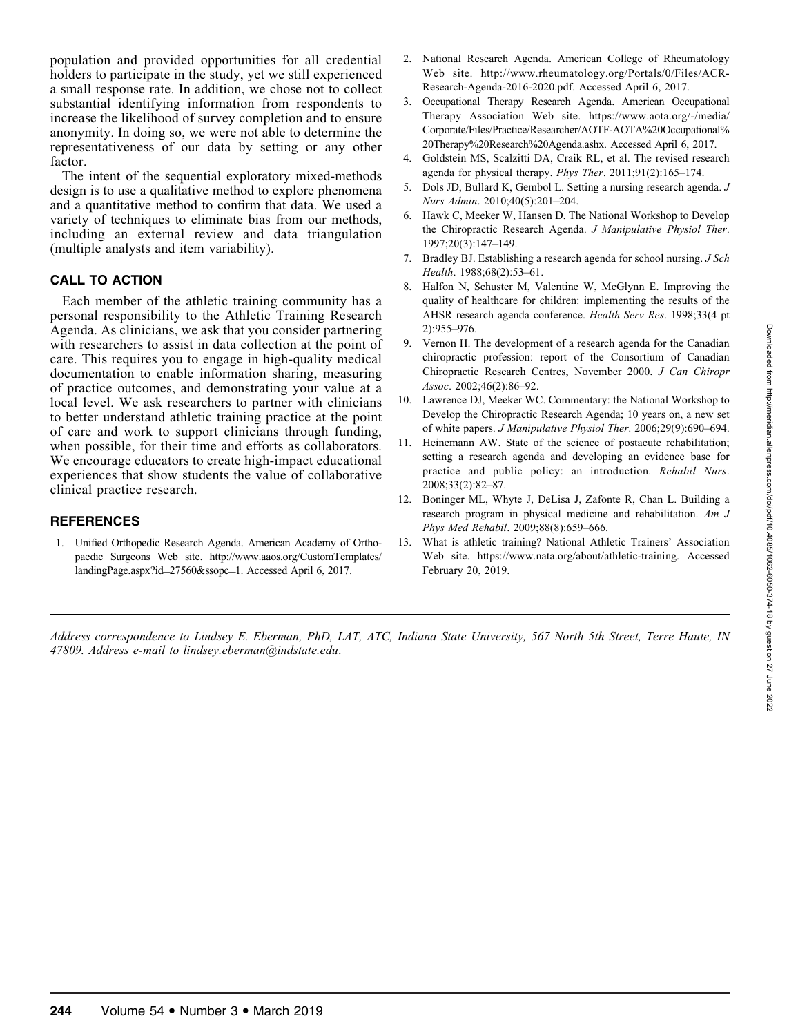population and provided opportunities for all credential holders to participate in the study, yet we still experienced a small response rate. In addition, we chose not to collect substantial identifying information from respondents to increase the likelihood of survey completion and to ensure anonymity. In doing so, we were not able to determine the representativeness of our data by setting or any other factor.

The intent of the sequential exploratory mixed-methods design is to use a qualitative method to explore phenomena and a quantitative method to confirm that data. We used a variety of techniques to eliminate bias from our methods, including an external review and data triangulation (multiple analysts and item variability).

## CALL TO ACTION

Each member of the athletic training community has a personal responsibility to the Athletic Training Research Agenda. As clinicians, we ask that you consider partnering with researchers to assist in data collection at the point of care. This requires you to engage in high-quality medical documentation to enable information sharing, measuring of practice outcomes, and demonstrating your value at a local level. We ask researchers to partner with clinicians to better understand athletic training practice at the point of care and work to support clinicians through funding, when possible, for their time and efforts as collaborators. We encourage educators to create high-impact educational experiences that show students the value of collaborative clinical practice research.

## REFERENCES

1. Unified Orthopedic Research Agenda. American Academy of Orthopaedic Surgeons Web site. http://www.aaos.org/CustomTemplates/landingPage.aspx?id=27560&ssopc=1. Accessed April 6, 2017.
2. National Research Agenda. American College of Rheumatology Web site. http://www.rheumatology.org/Portals/0/Files/ACR-Research-Agenda-2016-2020.pdf. Accessed April 6, 2017.
3. Occupational Therapy Research Agenda. American Occupational Therapy Association Web site. https://www.aota.org/-/media/Corporate/Files/Practice/Researcher/AOTF-AOTA%20Occupational%20Therapy%20Research%20Agenda.ashx. Accessed April 6, 2017.
4. Goldstein MS, Scalzitti DA, Craik RL, et al. The revised research agenda for physical therapy. *Phys Ther*. 2011;91(2):165–174.
5. Dols JD, Bullard K, Gembol L. Setting a nursing research agenda. *J Nurs Admin*. 2010;40(5):201–204.
6. Hawk C, Meeker W, Hansen D. The National Workshop to Develop the Chiropractic Research Agenda. *J Manipulative Physiol Ther*. 1997;20(3):147–149.
7. Bradley BJ. Establishing a research agenda for school nursing. *J Sch Health*. 1988;68(2):53–61.
8. Halfon N, Schuster M, Valentine W, McGlynn E. Improving the quality of healthcare for children: implementing the results of the AHSR research agenda conference. *Health Serv Res*. 1998;33(4 pt 2):955–976.
9. Vernon H. The development of a research agenda for the Canadian chiropractic profession: report of the Consortium of Canadian Chiropractic Research Centres, November 2000. *J Can Chiropr Assoc*. 2002;46(2):86–92.
10. Lawrence DJ, Meeker WC. Commentary: the National Workshop to Develop the Chiropractic Research Agenda; 10 years on, a new set of white papers. *J Manipulative Physiol Ther*. 2006;29(9):690–694.
11. Heinemann AW. State of the science of postacute rehabilitation; setting a research agenda and developing an evidence base for practice and public policy: an introduction. *Rehabil Nurs*. 2008;33(2):82–87.
12. Boninger ML, Whyte J, DeLisa J, Zafonte R, Chan L. Building a research program in physical medicine and rehabilitation. *Am J Phys Med Rehabil*. 2009;88(8):659–666.
13. What is athletic training? National Athletic Trainers' Association Web site. https://www.nata.org/about/athletic-training. Accessed February 20, 2019.

*Address correspondence to Lindsey E. Eberman, PhD, LAT, ATC, Indiana State University, 567 North 5th Street, Terre Haute, IN 47809. Address e-mail to lindsey.eberman@indstate.edu.*